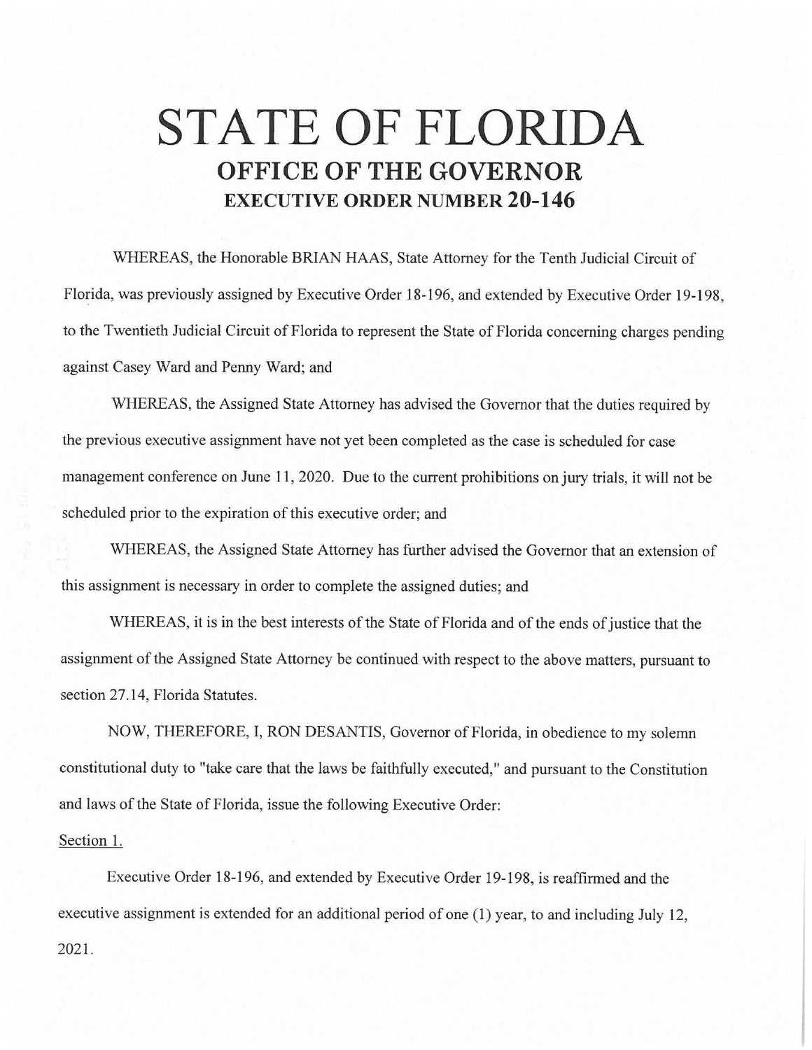# STATE OF FLORIDA

## OFFICE OF THE GOVERNOR

### EXECUTIVE ORDER NUMBER 20-146

WHEREAS, the Honorable BRIAN HAAS, State Attorney for the Tenth Judicial Circuit of Florida, was previously assigned by Executive Order 18-196, and extended by Executive Order 19-198, to the Twentieth Judicial Circuit of Florida to represent the State of Florida concerning charges pending against Casey Ward and Penny Ward; and

WHEREAS, the Assigned State Attorney has advised the Governor that the duties required by the previous executive assignment have not yet been completed as the case is scheduled for case management conference on June 11, 2020. Due to the current prohibitions on jury trials, it will not be scheduled prior to the expiration of this executive order; and

WHEREAS, the Assigned State Attorney has further advised the Governor that an extension of this assignment is necessary in order to complete the assigned duties; and

WHEREAS, it is in the best interests of the State of Florida and of the ends of justice that the assignment of the Assigned State Attorney be continued with respect to the above matters, pursuant to section 27.14, Florida Statutes.

NOW, THEREFORE, I, RON DESANTIS, Governor of Florida, in obedience to my solemn constitutional duty to "take care that the laws be faithfully executed," and pursuant to the Constitution and laws of the State of Florida, issue the following Executive Order:

Section 1.

Executive Order 18-196, and extended by Executive Order 19-198, is reaffirmed and the executive assignment is extended for an additional period of one (1) year, to and including July 12, 2021.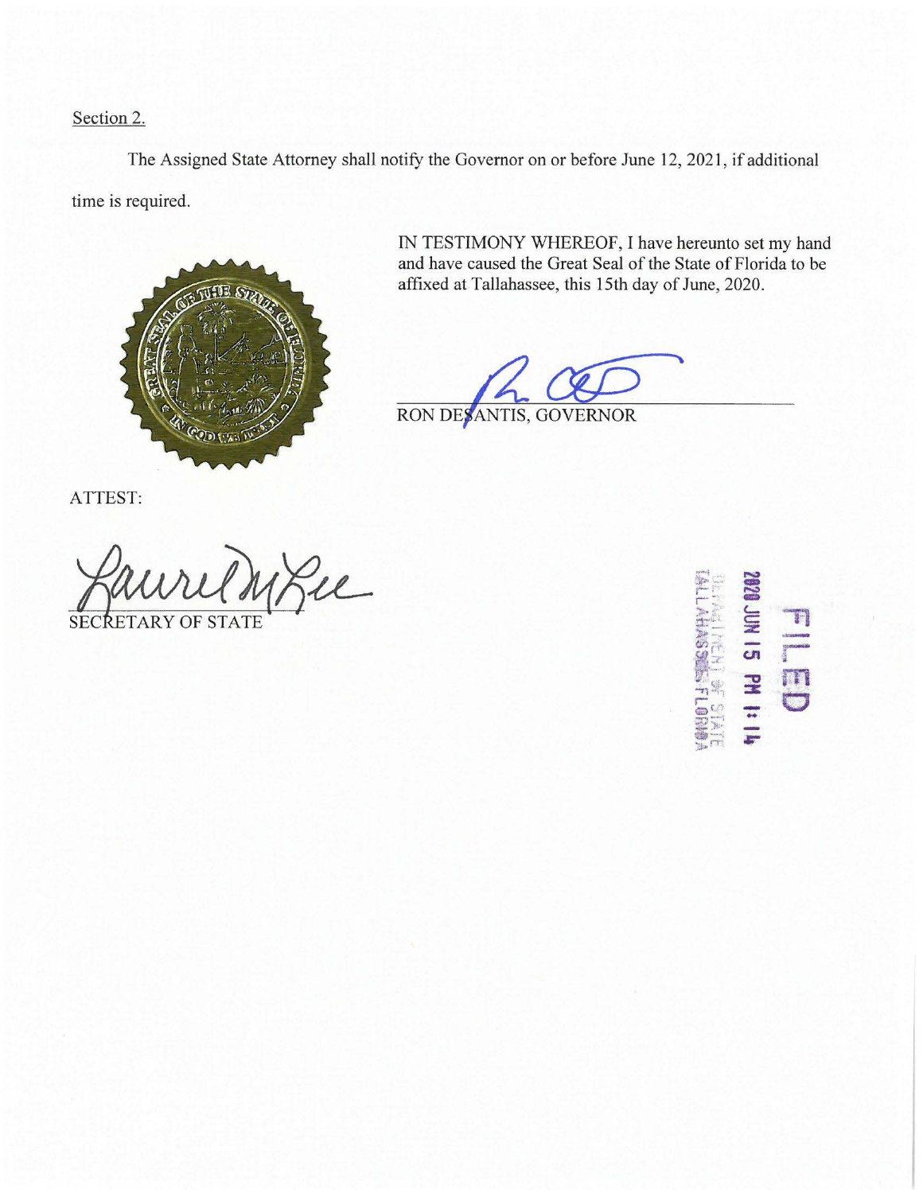Section 2.

The Assigned State Attorney shall notify the Governor on or before June 12, 2021, if additional time is required.

IN TESTIMONY WHEREOF, I have hereunto set my hand and have caused the Great Seal of the State of Florida to be affixed at Tallahassee, this 15th day of June, 2020.

RON DESANTIS, GOVERNOR

ATTEST:

SECRETARY OF STATE

FILED

2020 JUN 15 PM 1:14

DEPARTMENT OF STATE
TALLAHASSEE, FLORIDA